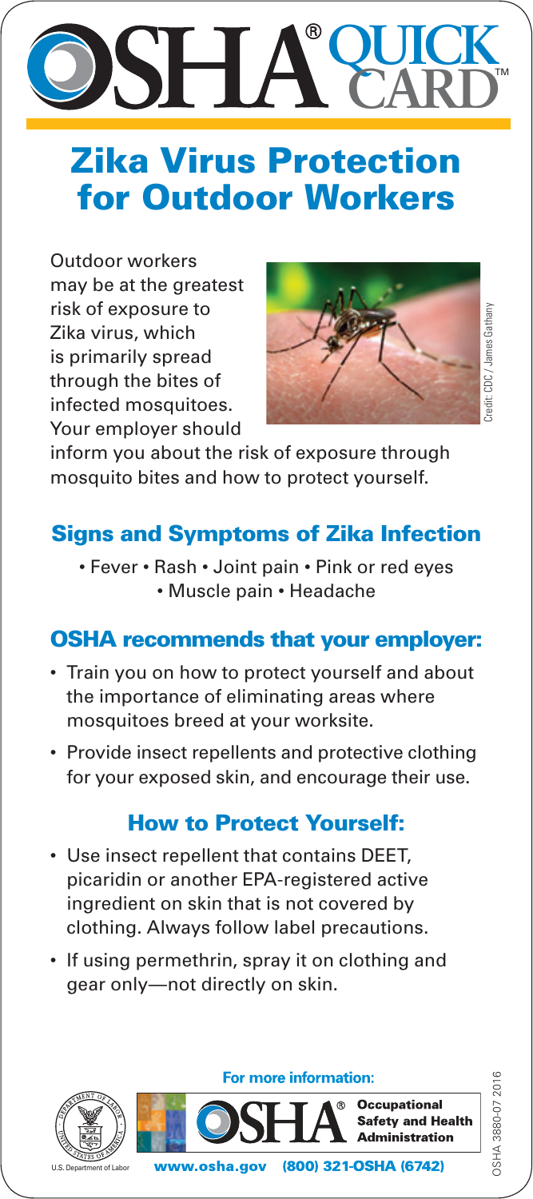# OSHA® QUICK CARD™

# Zika Virus Protection for Outdoor Workers

Outdoor workers may be at the greatest risk of exposure to Zika virus, which is primarily spread through the bites of infected mosquitoes. Your employer should inform you about the risk of exposure through mosquito bites and how to protect yourself.

Credit: CDC / James Gathany

## Signs and Symptoms of Zika Infection

• Fever • Rash • Joint pain • Pink or red eyes • Muscle pain • Headache

## OSHA recommends that your employer:

- Train you on how to protect yourself and about the importance of eliminating areas where mosquitoes breed at your worksite.
- Provide insect repellents and protective clothing for your exposed skin, and encourage their use.

## How to Protect Yourself:

- Use insect repellent that contains DEET, picaridin or another EPA-registered active ingredient on skin that is not covered by clothing. Always follow label precautions.
- If using permethrin, spray it on clothing and gear only—not directly on skin.

**For more information:**

U.S. Department of Labor

OSHA® Occupational Safety and Health Administration

www.osha.gov (800) 321-OSHA (6742)

OSHA 3880-07 2016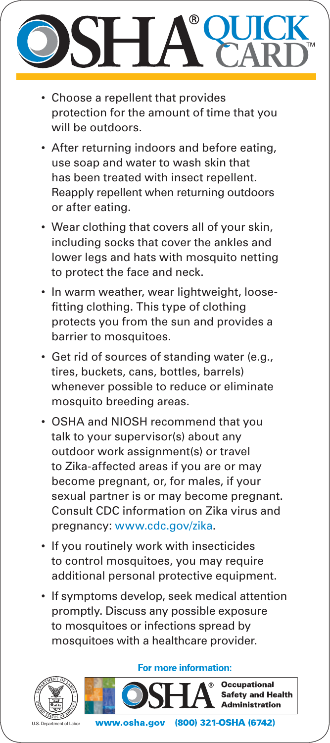# OSHA® QUICK CARD™

- Choose a repellent that provides protection for the amount of time that you will be outdoors.
- After returning indoors and before eating, use soap and water to wash skin that has been treated with insect repellent. Reapply repellent when returning outdoors or after eating.
- Wear clothing that covers all of your skin, including socks that cover the ankles and lower legs and hats with mosquito netting to protect the face and neck.
- In warm weather, wear lightweight, loose-fitting clothing. This type of clothing protects you from the sun and provides a barrier to mosquitoes.
- Get rid of sources of standing water (e.g., tires, buckets, cans, bottles, barrels) whenever possible to reduce or eliminate mosquito breeding areas.
- OSHA and NIOSH recommend that you talk to your supervisor(s) about any outdoor work assignment(s) or travel to Zika-affected areas if you are or may become pregnant, or, for males, if your sexual partner is or may become pregnant. Consult CDC information on Zika virus and pregnancy: www.cdc.gov/zika.
- If you routinely work with insecticides to control mosquitoes, you may require additional personal protective equipment.
- If symptoms develop, seek medical attention promptly. Discuss any possible exposure to mosquitoes or infections spread by mosquitoes with a healthcare provider.

**For more information:**

U.S. Department of Labor

OSHA® Occupational Safety and Health Administration

**www.osha.gov (800) 321-OSHA (6742)**